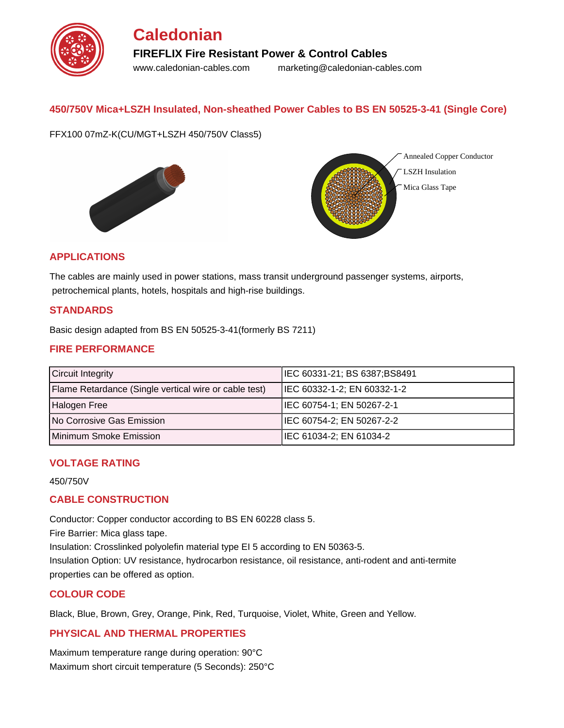# Caledonian

**FIREFLIX Fire Resistant Power & Control Cables**

www.caledonian-cables.com marketing@caledonian-cables.com

## 450/750V Mica+LSZH Insulated, Non-sheathed Power Cables to BS EN 50525-3-41 (Single Core)

FFX100 07mZ-K(CU/MGT+LSZH 450/750V Class5)

Annealed Copper Conductor
LSZH Insulation
Mica Glass Tape

## APPLICATIONS

The cables are mainly used in power stations, mass transit underground passenger systems, airports, petrochemical plants, hotels, hospitals and high-rise buildings.

## STANDARDS

Basic design adapted from BS EN 50525-3-41(formerly BS 7211)

## FIRE PERFORMANCE

| | |
|---|---|
| Circuit Integrity | IEC 60331-21; BS 6387;BS8491 |
| Flame Retardance (Single vertical wire or cable test) | IEC 60332-1-2; EN 60332-1-2 |
| Halogen Free | IEC 60754-1; EN 50267-2-1 |
| No Corrosive Gas Emission | IEC 60754-2; EN 50267-2-2 |
| Minimum Smoke Emission | IEC 61034-2; EN 61034-2 |

## VOLTAGE RATING

450/750V

## CABLE CONSTRUCTION

Conductor: Copper conductor according to BS EN 60228 class 5.
Fire Barrier: Mica glass tape.
Insulation: Crosslinked polyolefin material type EI 5 according to EN 50363-5.
Insulation Option: UV resistance, hydrocarbon resistance, oil resistance, anti-rodent and anti-termite properties can be offered as option.

## COLOUR CODE

Black, Blue, Brown, Grey, Orange, Pink, Red, Turquoise, Violet, White, Green and Yellow.

## PHYSICAL AND THERMAL PROPERTIES

Maximum temperature range during operation: 90°C
Maximum short circuit temperature (5 Seconds): 250°C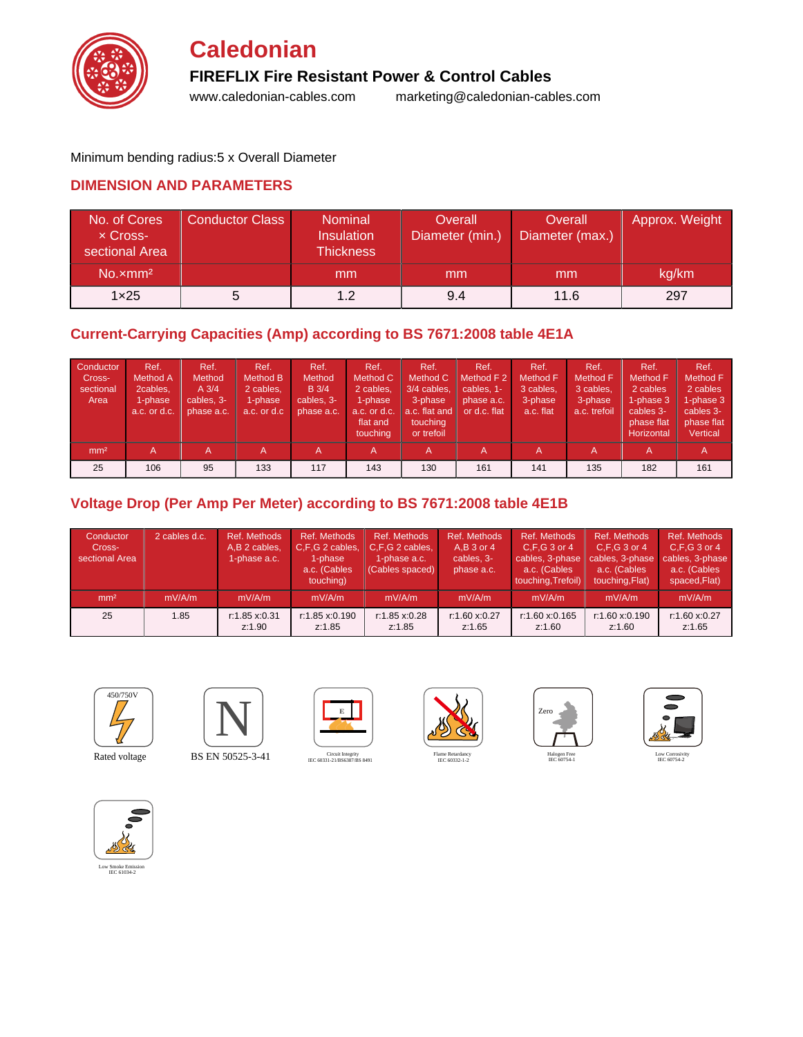# Caledonian

## FIREFLIX Fire Resistant Power & Control Cables

www.caledonian-cables.com marketing@caledonian-cables.com

Minimum bending radius:5 x Overall Diameter

## DIMENSION AND PARAMETERS

| No. of Cores × Cross-sectional Area | Conductor Class | Nominal Insulation Thickness | Overall Diameter (min.) | Overall Diameter (max.) | Approx. Weight |
|---|---|---|---|---|---|
| No.×mm² | | mm | mm | mm | kg/km |
| 1×25 | 5 | 1.2 | 9.4 | 11.6 | 297 |

## Current-Carrying Capacities (Amp) according to BS 7671:2008 table 4E1A

| Conductor Cross-sectional Area | Ref. Method A 2cables, 1-phase a.c. or d.c. | Ref. Method A 3/4 cables, 3-phase a.c. | Ref. Method B 2 cables, 1-phase a.c. or d.c | Ref. Method B 3/4 cables, 3-phase a.c. | Ref. Method C 2 cables, 1-phase a.c. or d.c. flat and touching | Ref. Method C 3/4 cables, 3-phase a.c. flat and touching or trefoil | Ref. Method F 2 cables, 1-phase a.c. or d.c. flat | Ref. Method F 3 cables, 3-phase a.c. flat | Ref. Method F 3 cables, 3-phase a.c. trefoil | Ref. Method F 2 cables 1-phase 3 cables 3-phase flat Horizontal | Ref. Method F 2 cables 1-phase 3 cables 3-phase flat Vertical |
|---|---|---|---|---|---|---|---|---|---|---|---|
| mm² | A | A | A | A | A | A | A | A | A | A | A |
| 25 | 106 | 95 | 133 | 117 | 143 | 130 | 161 | 141 | 135 | 182 | 161 |

## Voltage Drop (Per Amp Per Meter) according to BS 7671:2008 table 4E1B

| Conductor Cross-sectional Area | 2 cables d.c. | Ref. Methods A,B 2 cables, 1-phase a.c. | Ref. Methods C,F,G 2 cables, 1-phase a.c. (Cables touching) | Ref. Methods C,F,G 2 cables, 1-phase a.c. (Cables spaced) | Ref. Methods A,B 3 or 4 cables, 3-phase a.c. | Ref. Methods C,F,G 3 or 4 cables, 3-phase a.c. (Cables touching,Trefoil) | Ref. Methods C,F,G 3 or 4 cables, 3-phase a.c. (Cables touching,Flat) | Ref. Methods C,F,G 3 or 4 cables, 3-phase a.c. (Cables spaced,Flat) |
|---|---|---|---|---|---|---|---|---|
| mm² | mV/A/m | mV/A/m | mV/A/m | mV/A/m | mV/A/m | mV/A/m | mV/A/m | mV/A/m |
| 25 | 1.85 | r:1.85 x:0.31 z:1.90 | r:1.85 x:0.190 z:1.85 | r:1.85 x:0.28 z:1.85 | r:1.60 x:0.27 z:1.65 | r:1.60 x:0.165 z:1.60 | r:1.60 x:0.190 z:1.60 | r:1.60 x:0.27 z:1.65 |

450/750V
Rated voltage

BS EN 50525-3-41

Circuit Integrity
IEC 60331-21/BS6387/BS 8491

Flame Retardancy
IEC 60332-1-2

Zero
Halogen Free
IEC 60754-1

Low Corrosivity
IEC 60754-2

Low Smoke Emission
IEC 61034-2